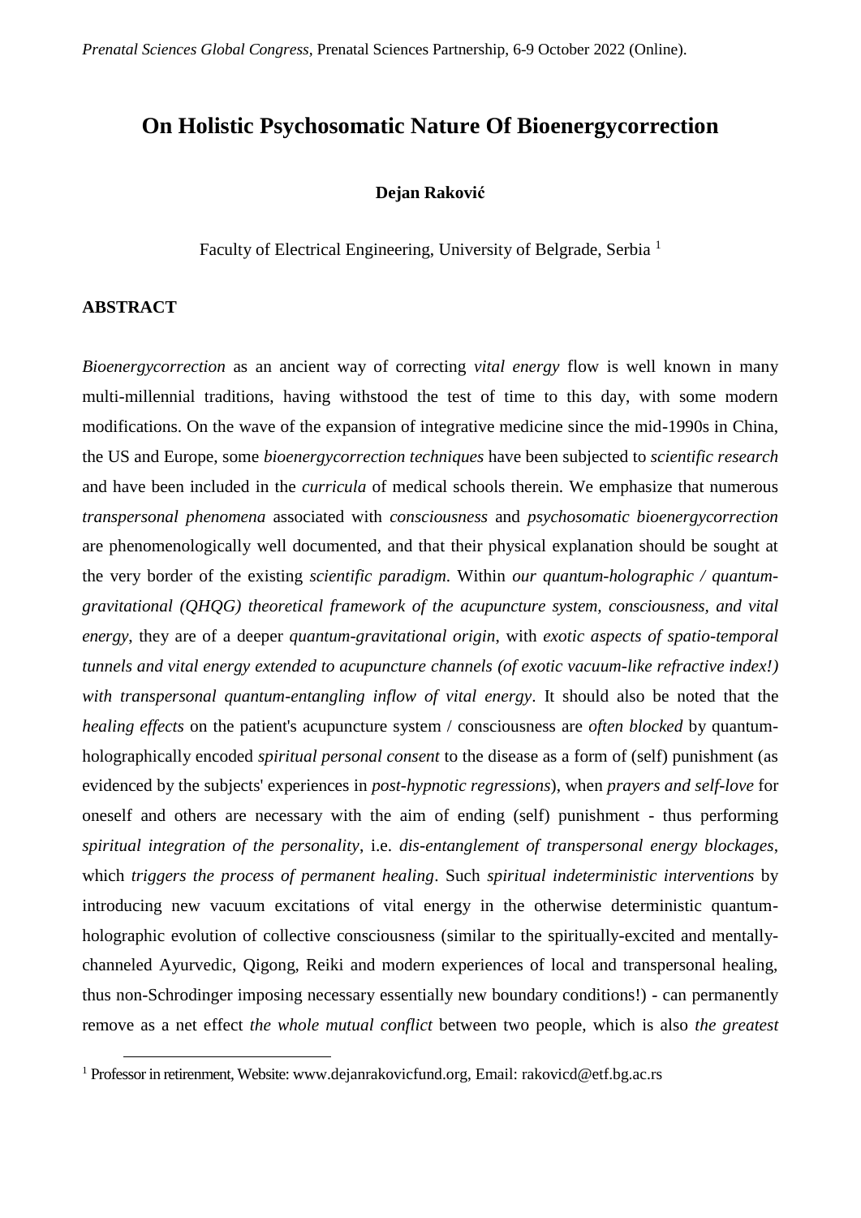# On Holistic Psychosomatic Nature Of Bioenergycorrection

**Dejan Raković**

Faculty of Electrical Engineering, University of Belgrade, Serbia [1]

## ABSTRACT

*Bioenergycorrection* as an ancient way of correcting *vital energy* flow is well known in many multi-millennial traditions, having withstood the test of time to this day, with some modern modifications. On the wave of the expansion of integrative medicine since the mid-1990s in China, the US and Europe, some *bioenergycorrection techniques* have been subjected to *scientific research* and have been included in the *curricula* of medical schools therein. We emphasize that numerous *transpersonal phenomena* associated with *consciousness* and *psychosomatic bioenergycorrection* are phenomenologically well documented, and that their physical explanation should be sought at the very border of the existing *scientific paradigm*. Within *our quantum-holographic / quantum-gravitational (QHQG) theoretical framework of the acupuncture system, consciousness, and vital energy*, they are of a deeper *quantum-gravitational origin*, with *exotic aspects of spatio-temporal tunnels and vital energy extended to acupuncture channels (of exotic vacuum-like refractive index!) with transpersonal quantum-entangling inflow of vital energy*. It should also be noted that the *healing effects* on the patient's acupuncture system / consciousness are *often blocked* by quantum-holographically encoded *spiritual personal consent* to the disease as a form of (self) punishment (as evidenced by the subjects' experiences in *post-hypnotic regressions*), when *prayers and self-love* for oneself and others are necessary with the aim of ending (self) punishment - thus performing *spiritual integration of the personality*, i.e. *dis-entanglement of transpersonal energy blockages*, which *triggers the process of permanent healing*. Such *spiritual indeterministic interventions* by introducing new vacuum excitations of vital energy in the otherwise deterministic quantum-holographic evolution of collective consciousness (similar to the spiritually-excited and mentally-channeled Ayurvedic, Qigong, Reiki and modern experiences of local and transpersonal healing, thus non-Schrodinger imposing necessary essentially new boundary conditions!) - can permanently remove as a net effect *the whole mutual conflict* between two people, which is also *the greatest*

[1] Professor in retirenment, Website: www.dejanrakovicfund.org, Email: rakovicd@etf.bg.ac.rs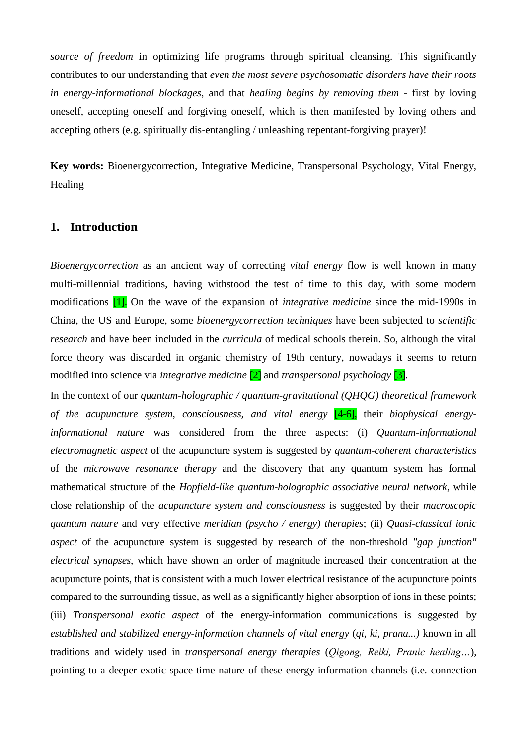*source of freedom* in optimizing life programs through spiritual cleansing. This significantly contributes to our understanding that *even the most severe psychosomatic disorders have their roots in energy-informational blockages*, and that *healing begins by removing them* - first by loving oneself, accepting oneself and forgiving oneself, which is then manifested by loving others and accepting others (e.g. spiritually dis-entangling / unleashing repentant-forgiving prayer)!

**Key words:** Bioenergycorrection, Integrative Medicine, Transpersonal Psychology, Vital Energy, Healing

## 1. Introduction

*Bioenergycorrection* as an ancient way of correcting *vital energy* flow is well known in many multi-millennial traditions, having withstood the test of time to this day, with some modern modifications [1]. On the wave of the expansion of *integrative medicine* since the mid-1990s in China, the US and Europe, some *bioenergycorrection techniques* have been subjected to *scientific research* and have been included in the *curricula* of medical schools therein. So, although the vital force theory was discarded in organic chemistry of 19th century, nowadays it seems to return modified into science via *integrative medicine* [2] and *transpersonal psychology* [3].

In the context of our *quantum-holographic / quantum-gravitational (QHQG) theoretical framework of the acupuncture system, consciousness, and vital energy* [4-6], their *biophysical energy-informational nature* was considered from the three aspects: (i) *Quantum-informational electromagnetic aspect* of the acupuncture system is suggested by *quantum-coherent characteristics* of the *microwave resonance therapy* and the discovery that any quantum system has formal mathematical structure of the *Hopfield-like quantum-holographic associative neural network*, while close relationship of the *acupuncture system and consciousness* is suggested by their *macroscopic quantum nature* and very effective *meridian (psycho / energy) therapies*; (ii) *Quasi-classical ionic aspect* of the acupuncture system is suggested by research of the non-threshold *"gap junction" electrical synapses*, which have shown an order of magnitude increased their concentration at the acupuncture points, that is consistent with a much lower electrical resistance of the acupuncture points compared to the surrounding tissue, as well as a significantly higher absorption of ions in these points; (iii) *Transpersonal exotic aspect* of the energy-information communications is suggested by *established and stabilized energy-information channels of vital energy* (*qi, ki, prana...)* known in all traditions and widely used in *transpersonal energy therapies* (*Qigong, Reiki, Pranic healing…*), pointing to a deeper exotic space-time nature of these energy-information channels (i.e. connection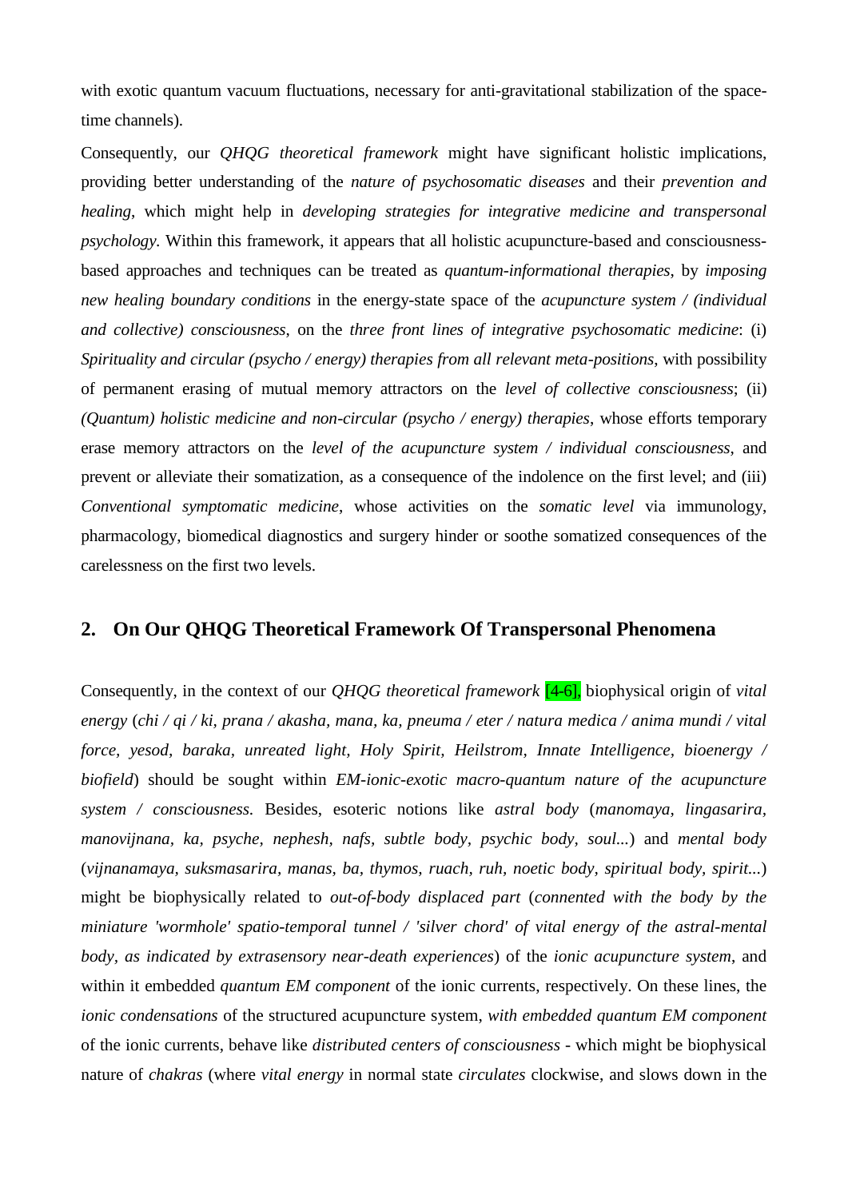with exotic quantum vacuum fluctuations, necessary for anti-gravitational stabilization of the space-time channels).

Consequently, our *QHQG theoretical framework* might have significant holistic implications, providing better understanding of the *nature of psychosomatic diseases* and their *prevention and healing*, which might help in *developing strategies for integrative medicine and transpersonal psychology*. Within this framework, it appears that all holistic acupuncture-based and consciousness-based approaches and techniques can be treated as *quantum-informational therapies*, by *imposing new healing boundary conditions* in the energy-state space of the *acupuncture system / (individual and collective) consciousness*, on the *three front lines of integrative psychosomatic medicine*: (i) *Spirituality and circular (psycho / energy) therapies from all relevant meta-positions*, with possibility of permanent erasing of mutual memory attractors on the *level of collective consciousness*; (ii) *(Quantum) holistic medicine and non-circular (psycho / energy) therapies*, whose efforts temporary erase memory attractors on the *level of the acupuncture system / individual consciousness*, and prevent or alleviate their somatization, as a consequence of the indolence on the first level; and (iii) *Conventional symptomatic medicine*, whose activities on the *somatic level* via immunology, pharmacology, biomedical diagnostics and surgery hinder or soothe somatized consequences of the carelessness on the first two levels.

## 2. On Our QHQG Theoretical Framework Of Transpersonal Phenomena

Consequently, in the context of our *QHQG theoretical framework* [4-6], biophysical origin of *vital energy* (*chi / qi / ki, prana / akasha, mana, ka, pneuma / eter / natura medica / anima mundi / vital force, yesod, baraka, unreated light, Holy Spirit, Heilstrom, Innate Intelligence, bioenergy / biofield*) should be sought within *EM-ionic-exotic macro-quantum nature of the acupuncture system / consciousness*. Besides, esoteric notions like *astral body* (*manomaya, lingasarira, manovijnana, ka, psyche, nephesh, nafs, subtle body, psychic body, soul...*) and *mental body* (*vijnanamaya, suksmasarira, manas, ba, thymos, ruach, ruh, noetic body, spiritual body, spirit...*) might be biophysically related to *out-of-body displaced part* (*connented with the body by the miniature 'wormhole' spatio-temporal tunnel / 'silver chord' of vital energy of the astral-mental body, as indicated by extrasensory near-death experiences*) of the *ionic acupuncture system*, and within it embedded *quantum EM component* of the ionic currents, respectively. On these lines, the *ionic condensations* of the structured acupuncture system, *with embedded quantum EM component* of the ionic currents, behave like *distributed centers of consciousness* - which might be biophysical nature of *chakras* (where *vital energy* in normal state *circulates* clockwise, and slows down in the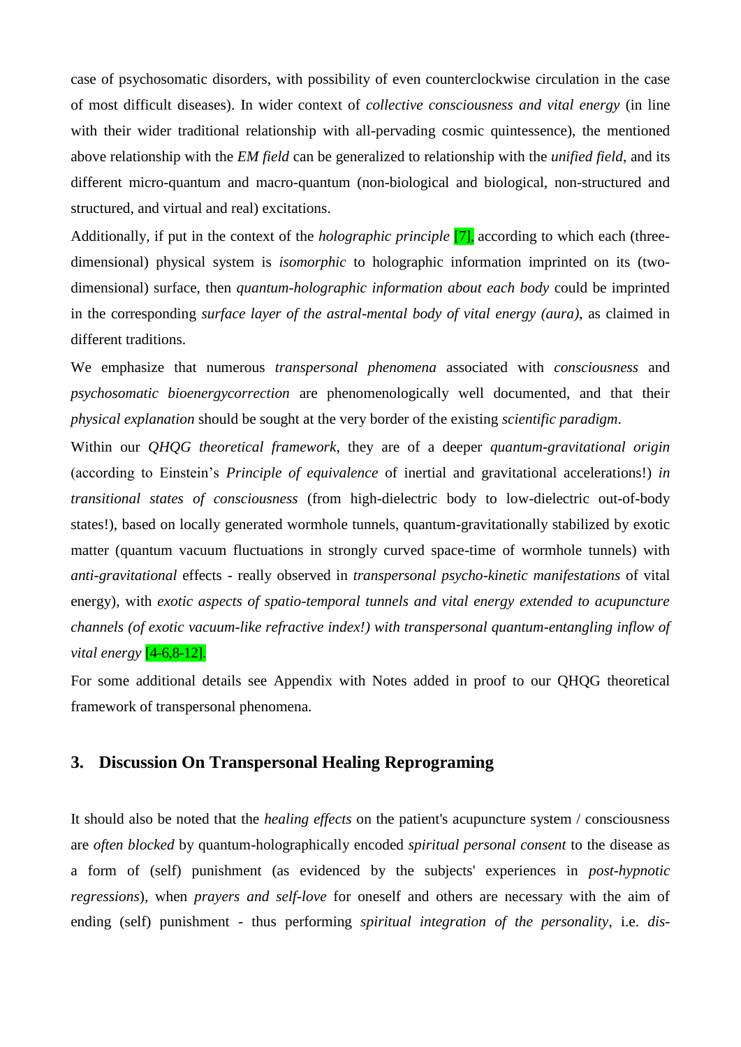case of psychosomatic disorders, with possibility of even counterclockwise circulation in the case of most difficult diseases). In wider context of *collective consciousness and vital energy* (in line with their wider traditional relationship with all-pervading cosmic quintessence), the mentioned above relationship with the *EM field* can be generalized to relationship with the *unified field*, and its different micro-quantum and macro-quantum (non-biological and biological, non-structured and structured, and virtual and real) excitations.

Additionally, if put in the context of the *holographic principle* [7], according to which each (three-dimensional) physical system is *isomorphic* to holographic information imprinted on its (two-dimensional) surface, then *quantum-holographic information about each body* could be imprinted in the corresponding *surface layer of the astral-mental body of vital energy (aura)*, as claimed in different traditions.

We emphasize that numerous *transpersonal phenomena* associated with *consciousness* and *psychosomatic bioenergycorrection* are phenomenologically well documented, and that their *physical explanation* should be sought at the very border of the existing *scientific paradigm*.

Within our *QHQG theoretical framework*, they are of a deeper *quantum-gravitational origin* (according to Einstein's *Principle of equivalence* of inertial and gravitational accelerations!) *in transitional states of consciousness* (from high-dielectric body to low-dielectric out-of-body states!), based on locally generated wormhole tunnels, quantum-gravitationally stabilized by exotic matter (quantum vacuum fluctuations in strongly curved space-time of wormhole tunnels) with *anti-gravitational* effects - really observed in *transpersonal psycho-kinetic manifestations* of vital energy), with *exotic aspects of spatio-temporal tunnels and vital energy extended to acupuncture channels (of exotic vacuum-like refractive index!) with transpersonal quantum-entangling inflow of vital energy* [4-6,8-12].

For some additional details see Appendix with Notes added in proof to our QHQG theoretical framework of transpersonal phenomena.

## 3. Discussion On Transpersonal Healing Reprograming

It should also be noted that the *healing effects* on the patient's acupuncture system / consciousness are *often blocked* by quantum-holographically encoded *spiritual personal consent* to the disease as a form of (self) punishment (as evidenced by the subjects' experiences in *post-hypnotic regressions*), when *prayers and self-love* for oneself and others are necessary with the aim of ending (self) punishment - thus performing *spiritual integration of the personality*, i.e. *dis-*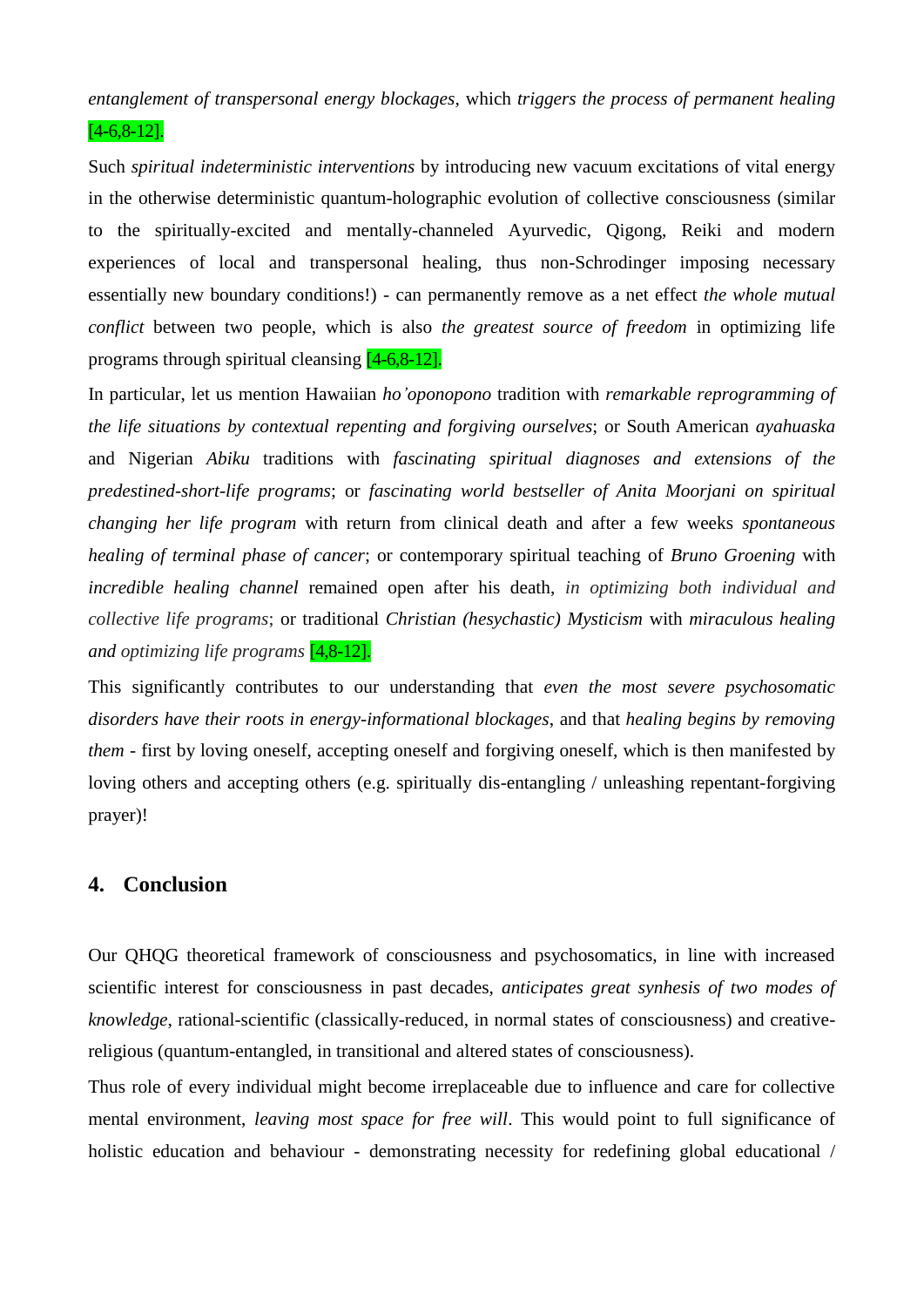*entanglement of transpersonal energy blockages*, which *triggers the process of permanent healing* [4-6,8-12].

Such *spiritual indeterministic interventions* by introducing new vacuum excitations of vital energy in the otherwise deterministic quantum-holographic evolution of collective consciousness (similar to the spiritually-excited and mentally-channeled Ayurvedic, Qigong, Reiki and modern experiences of local and transpersonal healing, thus non-Schrodinger imposing necessary essentially new boundary conditions!) - can permanently remove as a net effect *the whole mutual conflict* between two people, which is also *the greatest source of freedom* in optimizing life programs through spiritual cleansing [4-6,8-12].

In particular, let us mention Hawaiian *ho'oponopono* tradition with *remarkable reprogramming of the life situations by contextual repenting and forgiving ourselves*; or South American *ayahuaska* and Nigerian *Abiku* traditions with *fascinating spiritual diagnoses and extensions of the predestined-short-life programs*; or *fascinating world bestseller of Anita Moorjani on spiritual changing her life program* with return from clinical death and after a few weeks *spontaneous healing of terminal phase of cancer*; or contemporary spiritual teaching of *Bruno Groening* with *incredible healing channel* remained open after his death, *in optimizing both individual and collective life programs*; or traditional *Christian (hesychastic) Mysticism* with *miraculous healing and optimizing life programs* [4,8-12].

This significantly contributes to our understanding that *even the most severe psychosomatic disorders have their roots in energy-informational blockages*, and that *healing begins by removing them* - first by loving oneself, accepting oneself and forgiving oneself, which is then manifested by loving others and accepting others (e.g. spiritually dis-entangling / unleashing repentant-forgiving prayer)!

## 4. Conclusion

Our QHQG theoretical framework of consciousness and psychosomatics, in line with increased scientific interest for consciousness in past decades, *anticipates great synhesis of two modes of knowledge*, rational-scientific (classically-reduced, in normal states of consciousness) and creative-religious (quantum-entangled, in transitional and altered states of consciousness).

Thus role of every individual might become irreplaceable due to influence and care for collective mental environment, *leaving most space for free will*. This would point to full significance of holistic education and behaviour - demonstrating necessity for redefining global educational /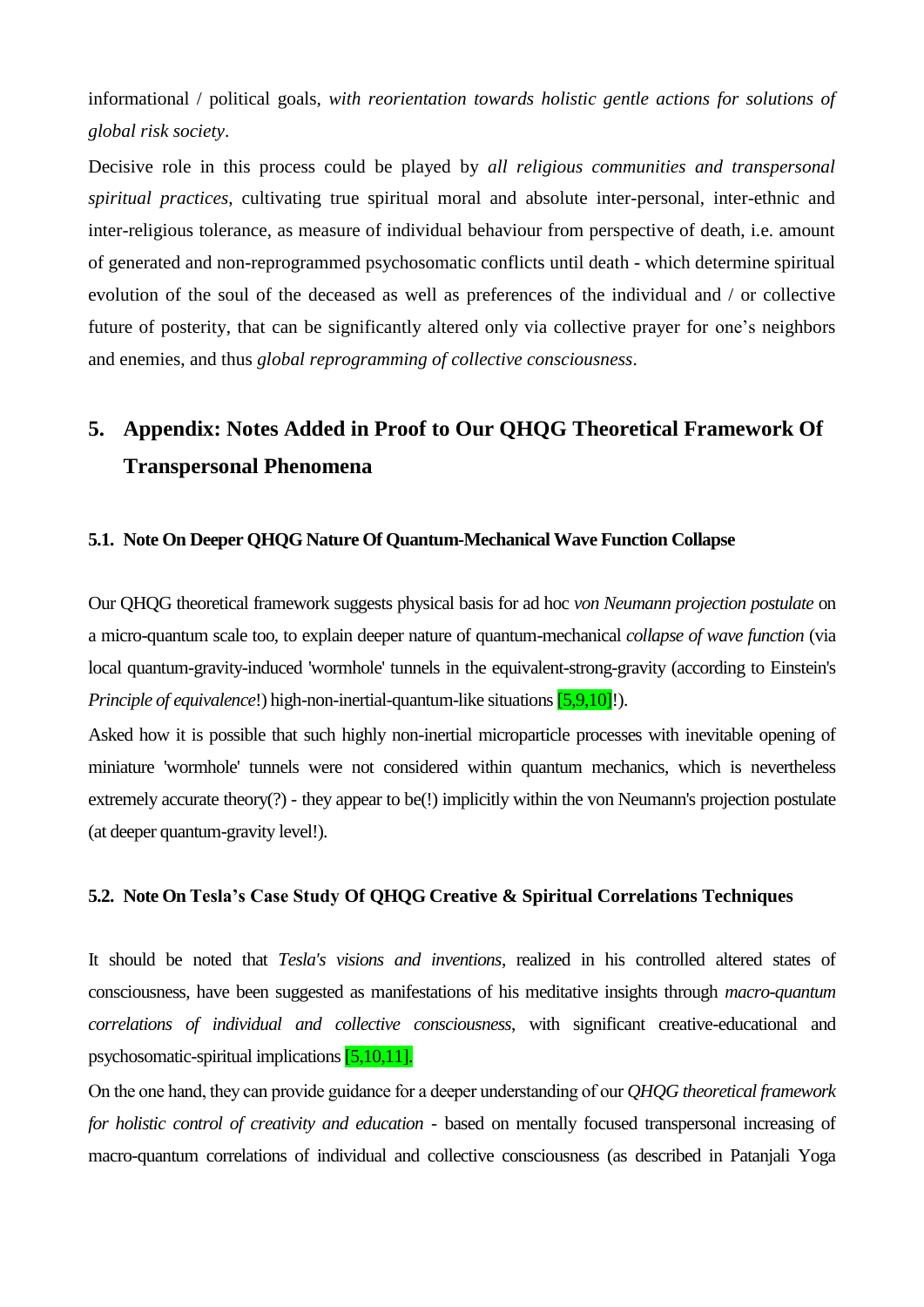informational / political goals, *with reorientation towards holistic gentle actions for solutions of global risk society*.

Decisive role in this process could be played by *all religious communities and transpersonal spiritual practices*, cultivating true spiritual moral and absolute inter-personal, inter-ethnic and inter-religious tolerance, as measure of individual behaviour from perspective of death, i.e. amount of generated and non-reprogrammed psychosomatic conflicts until death - which determine spiritual evolution of the soul of the deceased as well as preferences of the individual and / or collective future of posterity, that can be significantly altered only via collective prayer for one's neighbors and enemies, and thus *global reprogramming of collective consciousness*.

## 5. Appendix: Notes Added in Proof to Our QHQG Theoretical Framework Of Transpersonal Phenomena

### 5.1. Note On Deeper QHQG Nature Of Quantum-Mechanical Wave Function Collapse

Our QHQG theoretical framework suggests physical basis for ad hoc *von Neumann projection postulate* on a micro-quantum scale too, to explain deeper nature of quantum-mechanical *collapse of wave function* (via local quantum-gravity-induced 'wormhole' tunnels in the equivalent-strong-gravity (according to Einstein's *Principle of equivalence*!) high-non-inertial-quantum-like situations [5,9,10]!).

Asked how it is possible that such highly non-inertial microparticle processes with inevitable opening of miniature 'wormhole' tunnels were not considered within quantum mechanics, which is nevertheless extremely accurate theory(?) - they appear to be(!) implicitly within the von Neumann's projection postulate (at deeper quantum-gravity level!).

### 5.2. Note On Tesla's Case Study Of QHQG Creative & Spiritual Correlations Techniques

It should be noted that *Tesla's visions and inventions*, realized in his controlled altered states of consciousness, have been suggested as manifestations of his meditative insights through *macro-quantum correlations of individual and collective consciousness*, with significant creative-educational and psychosomatic-spiritual implications [5,10,11].

On the one hand, they can provide guidance for a deeper understanding of our *QHQG theoretical framework for holistic control of creativity and education* - based on mentally focused transpersonal increasing of macro-quantum correlations of individual and collective consciousness (as described in Patanjali Yoga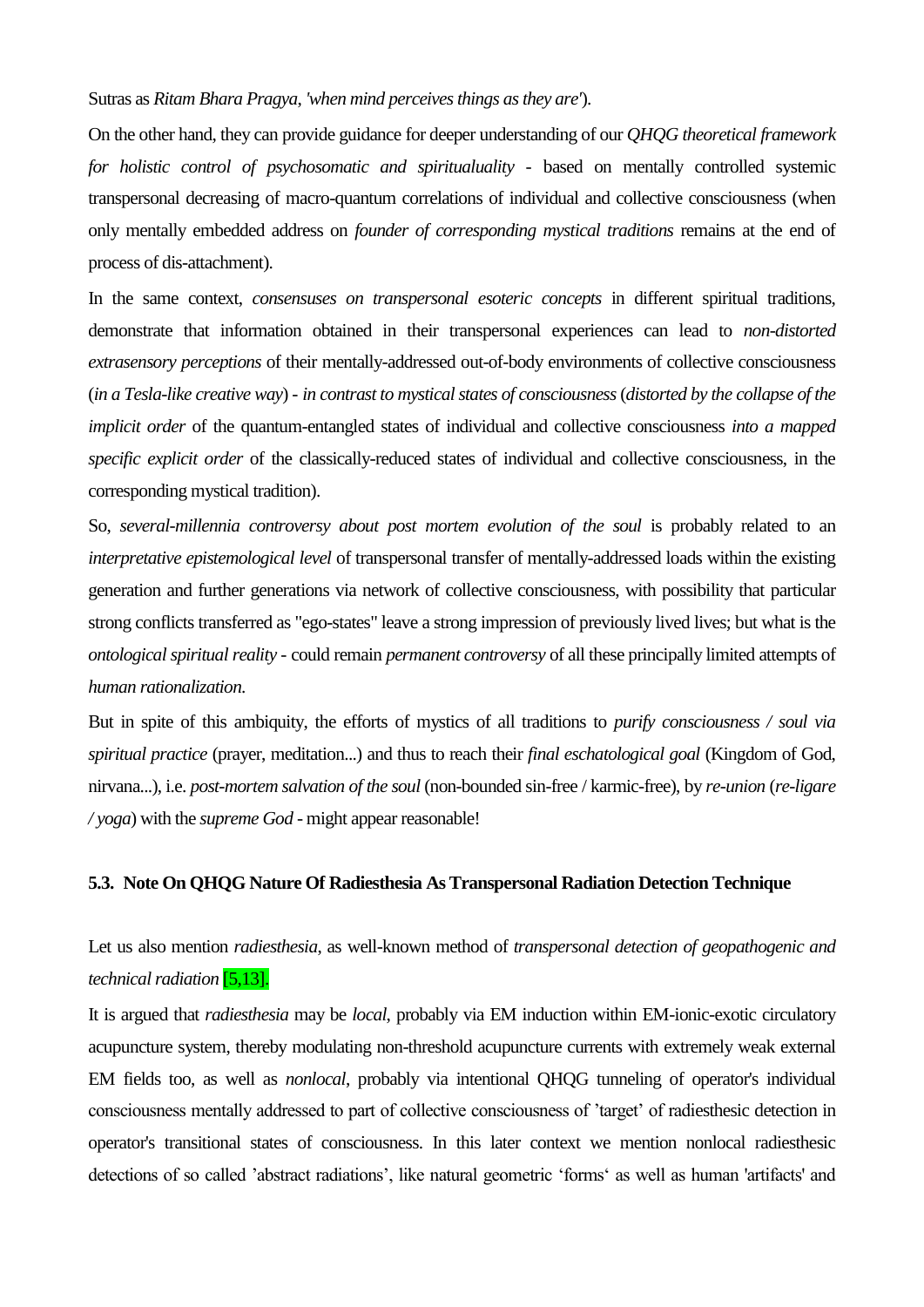Sutras as *Ritam Bhara Pragya*, *'when mind perceives things as they are'*).

On the other hand, they can provide guidance for deeper understanding of our *QHQG theoretical framework for holistic control of psychosomatic and spiritualuality* - based on mentally controlled systemic transpersonal decreasing of macro-quantum correlations of individual and collective consciousness (when only mentally embedded address on *founder of corresponding mystical traditions* remains at the end of process of dis-attachment).

In the same context, *consensuses on transpersonal esoteric concepts* in different spiritual traditions, demonstrate that information obtained in their transpersonal experiences can lead to *non-distorted extrasensory perceptions* of their mentally-addressed out-of-body environments of collective consciousness (*in a Tesla-like creative way*) - *in contrast to mystical states of consciousness* (*distorted by the collapse of the implicit order* of the quantum-entangled states of individual and collective consciousness *into a mapped specific explicit order* of the classically-reduced states of individual and collective consciousness, in the corresponding mystical tradition).

So, *several-millennia controversy about post mortem evolution of the soul* is probably related to an *interpretative epistemological level* of transpersonal transfer of mentally-addressed loads within the existing generation and further generations via network of collective consciousness, with possibility that particular strong conflicts transferred as "ego-states" leave a strong impression of previously lived lives; but what is the *ontological spiritual reality* - could remain *permanent controversy* of all these principally limited attempts of *human rationalization.*

But in spite of this ambiquity, the efforts of mystics of all traditions to *purify consciousness / soul via spiritual practice* (prayer, meditation...) and thus to reach their *final eschatological goal* (Kingdom of God, nirvana...), i.e. *post-mortem salvation of the soul* (non-bounded sin-free / karmic-free), by *re-union* (*re-ligare / yoga*) with the *supreme God* - might appear reasonable!

### 5.3. Note On QHQG Nature Of Radiesthesia As Transpersonal Radiation Detection Technique

Let us also mention *radiesthesia*, as well-known method of *transpersonal detection of geopathogenic and technical radiation* [5,13].

It is argued that *radiesthesia* may be *local*, probably via EM induction within EM-ionic-exotic circulatory acupuncture system, thereby modulating non-threshold acupuncture currents with extremely weak external EM fields too, as well as *nonlocal*, probably via intentional QHQG tunneling of operator's individual consciousness mentally addressed to part of collective consciousness of 'target' of radiesthesic detection in operator's transitional states of consciousness. In this later context we mention nonlocal radiesthesic detections of so called 'abstract radiations', like natural geometric 'forms' as well as human 'artifacts' and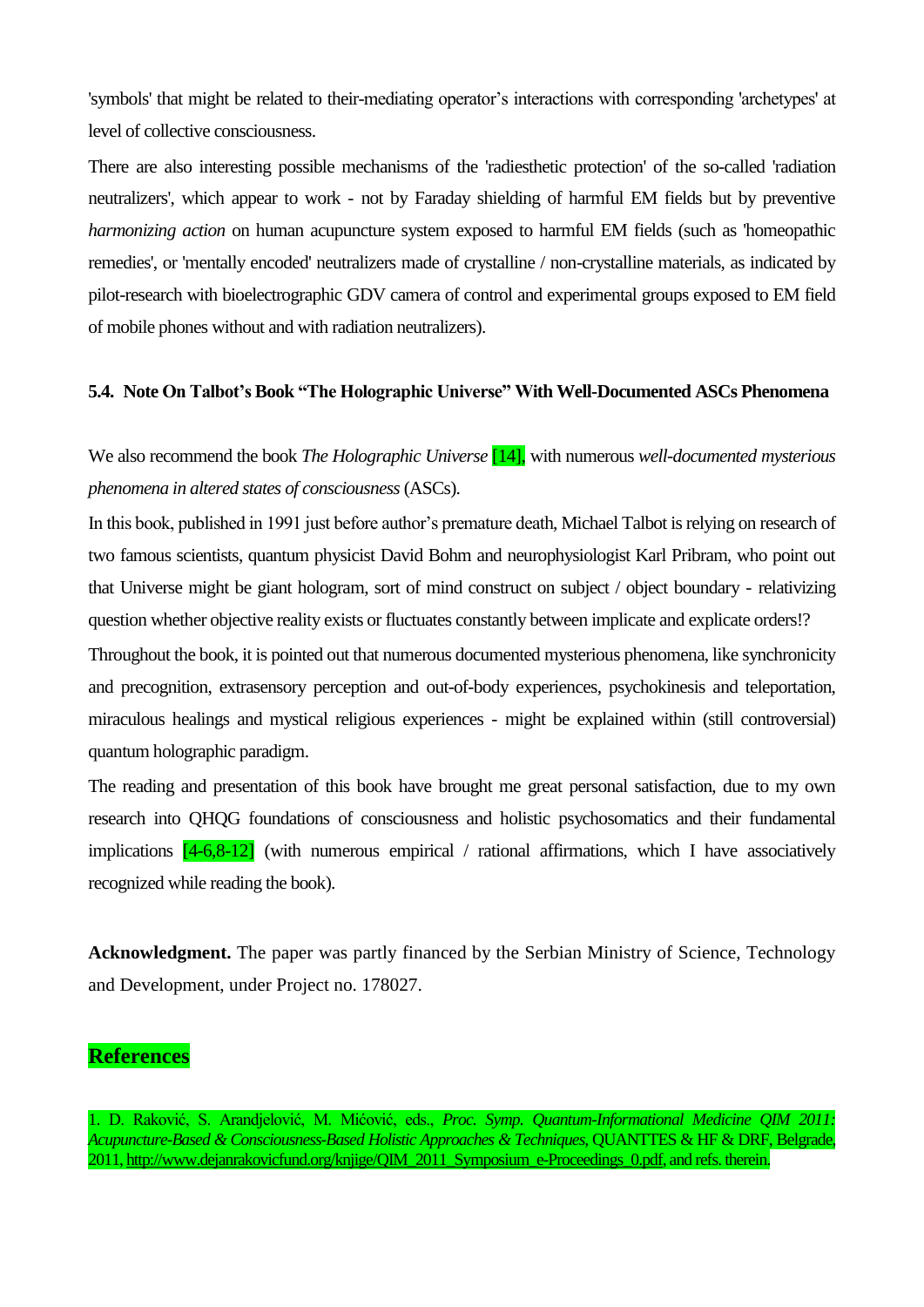'symbols' that might be related to their-mediating operator's interactions with corresponding 'archetypes' at level of collective consciousness.

There are also interesting possible mechanisms of the 'radiesthetic protection' of the so-called 'radiation neutralizers', which appear to work - not by Faraday shielding of harmful EM fields but by preventive *harmonizing action* on human acupuncture system exposed to harmful EM fields (such as 'homeopathic remedies', or 'mentally encoded' neutralizers made of crystalline / non-crystalline materials, as indicated by pilot-research with bioelectrographic GDV camera of control and experimental groups exposed to EM field of mobile phones without and with radiation neutralizers).

### 5.4. Note On Talbot's Book "The Holographic Universe" With Well-Documented ASCs Phenomena

We also recommend the book *The Holographic Universe* [14], with numerous *well-documented mysterious phenomena in altered states of consciousness* (ASCs).

In this book, published in 1991 just before author's premature death, Michael Talbot is relying on research of two famous scientists, quantum physicist David Bohm and neurophysiologist Karl Pribram, who point out that Universe might be giant hologram, sort of mind construct on subject / object boundary - relativizing question whether objective reality exists or fluctuates constantly between implicate and explicate orders!?

Throughout the book, it is pointed out that numerous documented mysterious phenomena, like synchronicity and precognition, extrasensory perception and out-of-body experiences, psychokinesis and teleportation, miraculous healings and mystical religious experiences - might be explained within (still controversial) quantum holographic paradigm.

The reading and presentation of this book have brought me great personal satisfaction, due to my own research into QHQG foundations of consciousness and holistic psychosomatics and their fundamental implications [4-6,8-12] (with numerous empirical / rational affirmations, which I have associatively recognized while reading the book).

**Acknowledgment.** The paper was partly financed by the Serbian Ministry of Science, Technology and Development, under Project no. 178027.

## References

1. D. Raković, S. Arandjelović, M. Mićović, eds., *Proc. Symp. Quantum-Informational Medicine QIM 2011: Acupuncture-Based & Consciousness-Based Holistic Approaches & Techniques*, QUANTTES & HF & DRF, Belgrade, 2011, http://www.dejanrakovicfund.org/knjige/QIM_2011_Symposium_e-Proceedings_0.pdf, and refs. therein.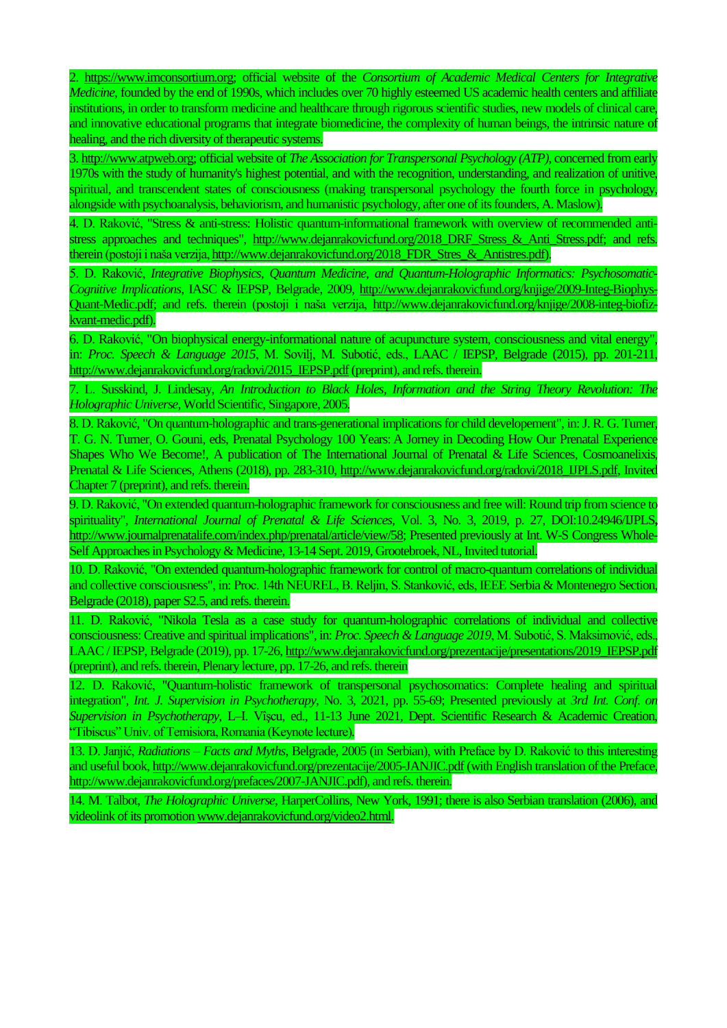2. https://www.imconsortium.org; official website of the *Consortium of Academic Medical Centers for Integrative Medicine*, founded by the end of 1990s, which includes over 70 highly esteemed US academic health centers and affiliate institutions, in order to transform medicine and healthcare through rigorous scientific studies, new models of clinical care, and innovative educational programs that integrate biomedicine, the complexity of human beings, the intrinsic nature of healing, and the rich diversity of therapeutic systems.

3. http://www.atpweb.org; official website of *The Association for Transpersonal Psychology (ATP)*, concerned from early 1970s with the study of humanity's highest potential, and with the recognition, understanding, and realization of unitive, spiritual, and transcendent states of consciousness (making transpersonal psychology the fourth force in psychology, alongside with psychoanalysis, behaviorism, and humanistic psychology, after one of its founders, A. Maslow).

4. D. Raković, "Stress & anti-stress: Holistic quantum-informational framework with overview of recommended anti-stress approaches and techniques", http://www.dejanrakovicfund.org/2018_DRF_Stress_&_Anti_Stress.pdf; and refs. therein (postoji i naša verzija, http://www.dejanrakovicfund.org/2018_FDR_Stres_&_Antistres.pdf).

5. D. Raković, *Integrative Biophysics, Quantum Medicine, and Quantum-Holographic Informatics: Psychosomatic-Cognitive Implications*, IASC & IEPSP, Belgrade, 2009, http://www.dejanrakovicfund.org/knjige/2009-Integ-Biophys-Quant-Medic.pdf; and refs. therein (postoji i naša verzija, http://www.dejanrakovicfund.org/knjige/2008-integ-biofiz-kvant-medic.pdf).

6. D. Raković, "On biophysical energy-informational nature of acupuncture system, consciousness and vital energy", in: *Proc. Speech & Language 2015*, M. Sovilj, M. Subotić, eds., LAAC / IEPSP, Belgrade (2015), pp. 201-211, http://www.dejanrakovicfund.org/radovi/2015_IEPSP.pdf (preprint), and refs. therein.

7. L. Susskind, J. Lindesay, *An Introduction to Black Holes, Information and the String Theory Revolution: The Holographic Universe*, World Scientific, Singapore, 2005.

8. D. Raković, "On quantum-holographic and trans-generational implications for child developement", in: J. R. G. Turner, T. G. N. Turner, O. Gouni, eds, Prenatal Psychology 100 Years: A Jorney in Decoding How Our Prenatal Experience Shapes Who We Become!, A publication of The International Journal of Prenatal & Life Sciences, Cosmoanelixis, Prenatal & Life Sciences, Athens (2018), pp. 283-310, http://www.dejanrakovicfund.org/radovi/2018_IJPLS.pdf, Invited Chapter 7 (preprint), and refs. therein.

9. D. Raković, "On extended quantum-holographic framework for consciousness and free will: Round trip from science to spirituality", *International Journal of Prenatal & Life Sciences*, Vol. 3, No. 3, 2019, p. 27, DOI:10.24946/IJPLS, http://www.journalprenatalife.com/index.php/prenatal/article/view/58; Presented previously at Int. W-S Congress Whole-Self Approaches in Psychology & Medicine, 13-14 Sept. 2019, Grootebroek, NL, Invited tutorial.

10. D. Raković, "On extended quantum-holographic framework for control of macro-quantum correlations of individual and collective consciousness", in: Proc. 14th NEUREL, B. Reljin, S. Stanković, eds, IEEE Serbia & Montenegro Section, Belgrade (2018), paper S2.5, and refs. therein.

11. D. Raković, "Nikola Tesla as a case study for quantum-holographic correlations of individual and collective consciousness: Creative and spiritual implications", in: *Proc. Speech & Language 2019*, M. Subotić, S. Maksimović, eds., LAAC / IEPSP, Belgrade (2019), pp. 17-26, http://www.dejanrakovicfund.org/prezentacije/presentations/2019_IEPSP.pdf (preprint), and refs. therein, Plenary lecture, pp. 17-26, and refs. therein

12. D. Raković, "Quantum-holistic framework of transpersonal psychosomatics: Complete healing and spiritual integration", *Int. J. Supervision in Psychotherapy*, No. 3, 2021, pp. 55-69; Presented previously at *3rd Int. Conf. on Supervision in Psychotherapy*, L–I. Vîşcu, ed., 11-13 June 2021, Dept. Scientific Research & Academic Creation, "Tibiscus" Univ. of Temisiora, Romania (Keynote lecture).

13. D. Janjić, *Radiations – Facts and Myths*, Belgrade, 2005 (in Serbian), with Preface by D. Raković to this interesting and useful book, http://www.dejanrakovicfund.org/prezentacije/2005-JANJIC.pdf (with English translation of the Preface, http://www.dejanrakovicfund.org/prefaces/2007-JANJIC.pdf), and refs. therein.

14. M. Talbot, *The Holographic Universe*, HarperCollins, New York, 1991; there is also Serbian translation (2006), and videolink of its promotion www.dejanrakovicfund.org/video2.html.